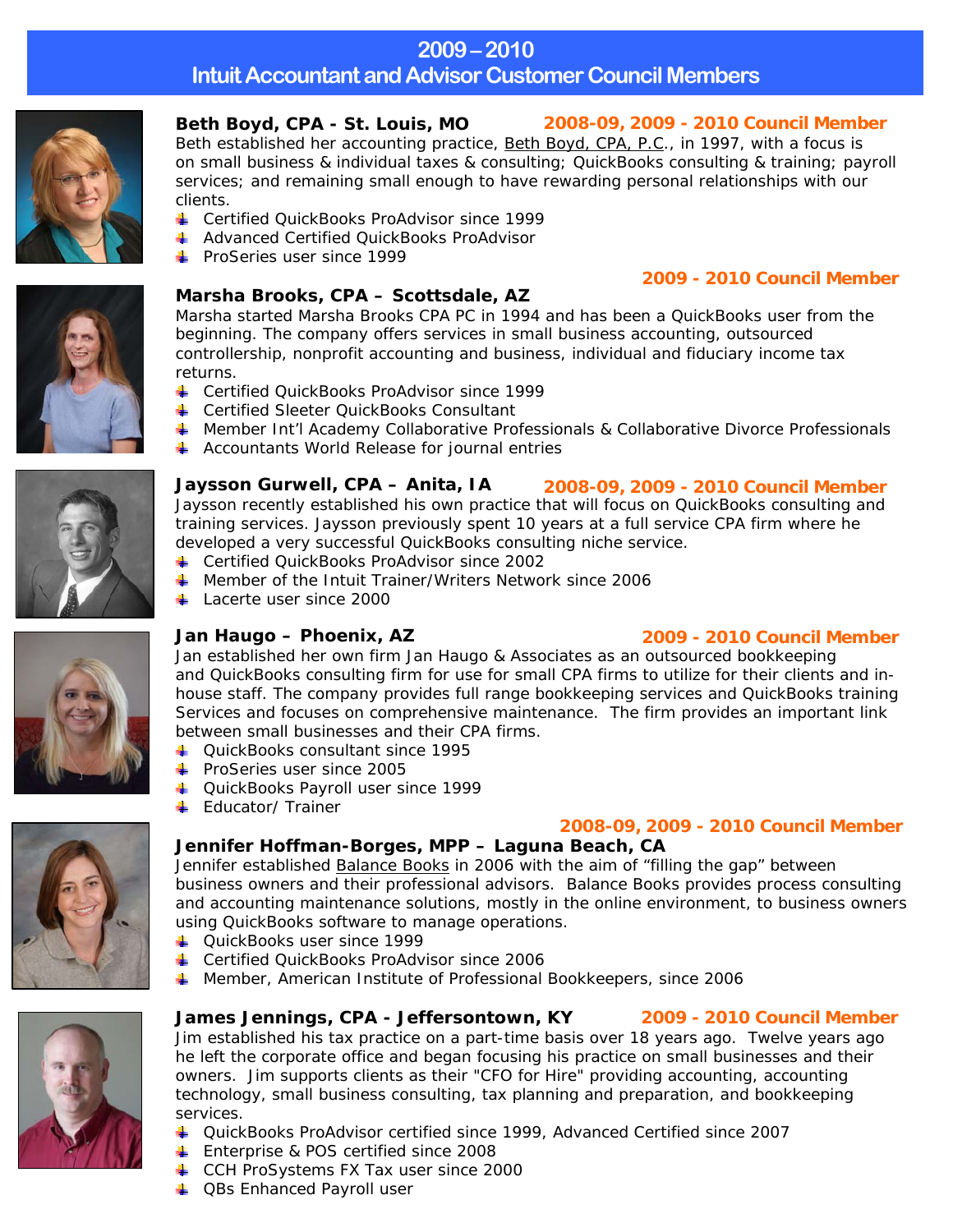# 2009 – 2010
# Intuit Accountant and Advisor Customer Council Members

**Beth Boyd, CPA - St. Louis, MO** — **2008-09, 2009 - 2010 Council Member**

Beth established her accounting practice, Beth Boyd, CPA, P.C., in 1997, with a focus is on small business & individual taxes & consulting; QuickBooks consulting & training; payroll services; and remaining small enough to have rewarding personal relationships with our clients.

- Certified QuickBooks ProAdvisor since 1999
- Advanced Certified QuickBooks ProAdvisor
- ProSeries user since 1999

**2009 - 2010 Council Member**

**Marsha Brooks, CPA – Scottsdale, AZ**

Marsha started Marsha Brooks CPA PC in 1994 and has been a QuickBooks user from the beginning. The company offers services in small business accounting, outsourced controllership, nonprofit accounting and business, individual and fiduciary income tax returns.

- Certified QuickBooks ProAdvisor since 1999
- Certified Sleeter QuickBooks Consultant
- Member Int'l Academy Collaborative Professionals & Collaborative Divorce Professionals
- Accountants World Release for journal entries

**Jaysson Gurwell, CPA – Anita, IA** — **2008-09, 2009 - 2010 Council Member**

Jaysson recently established his own practice that will focus on QuickBooks consulting and training services. Jaysson previously spent 10 years at a full service CPA firm where he developed a very successful QuickBooks consulting niche service.

- Certified QuickBooks ProAdvisor since 2002
- Member of the Intuit Trainer/Writers Network since 2006
- Lacerte user since 2000

**Jan Haugo – Phoenix, AZ** — **2009 - 2010 Council Member**

Jan established her own firm Jan Haugo & Associates as an outsourced bookkeeping and QuickBooks consulting firm for use for small CPA firms to utilize for their clients and in-house staff. The company provides full range bookkeeping services and QuickBooks training Services and focuses on comprehensive maintenance. The firm provides an important link between small businesses and their CPA firms.

- QuickBooks consultant since 1995
- ProSeries user since 2005
- QuickBooks Payroll user since 1999
- Educator/ Trainer

**2008-09, 2009 - 2010 Council Member**

**Jennifer Hoffman-Borges, MPP – Laguna Beach, CA**

Jennifer established Balance Books in 2006 with the aim of "filling the gap" between business owners and their professional advisors. Balance Books provides process consulting and accounting maintenance solutions, mostly in the online environment, to business owners using QuickBooks software to manage operations.

- QuickBooks user since 1999
- Certified QuickBooks ProAdvisor since 2006
- Member, American Institute of Professional Bookkeepers, since 2006

**James Jennings, CPA - Jeffersontown, KY** — **2009 - 2010 Council Member**

Jim established his tax practice on a part-time basis over 18 years ago. Twelve years ago he left the corporate office and began focusing his practice on small businesses and their owners. Jim supports clients as their "CFO for Hire" providing accounting, accounting technology, small business consulting, tax planning and preparation, and bookkeeping services.

- QuickBooks ProAdvisor certified since 1999, Advanced Certified since 2007
- Enterprise & POS certified since 2008
- CCH ProSystems FX Tax user since 2000
- QBs Enhanced Payroll user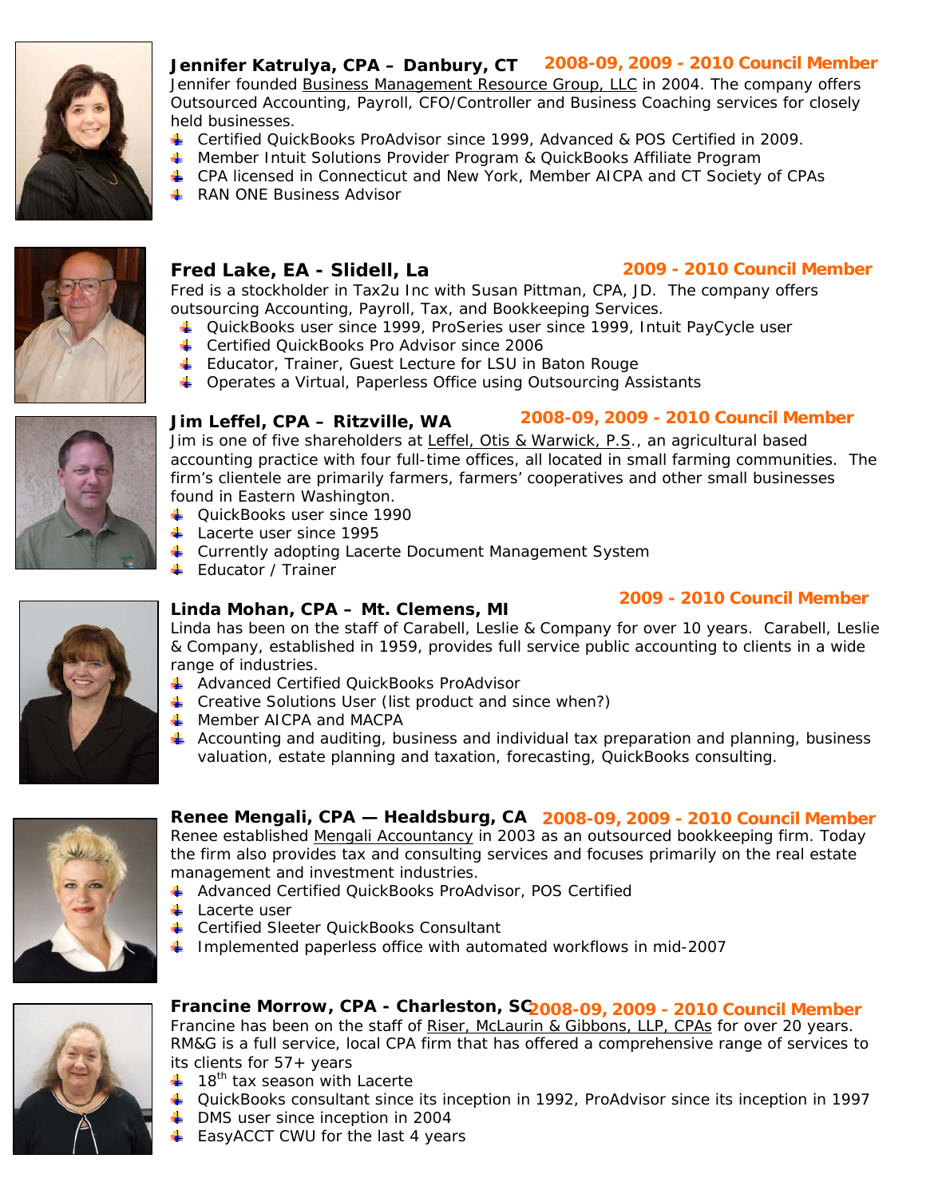### Jennifer Katrulya, CPA – Danbury, CT — 2008-09, 2009 - 2010 Council Member

Jennifer founded Business Management Resource Group, LLC in 2004. The company offers Outsourced Accounting, Payroll, CFO/Controller and Business Coaching services for closely held businesses.

- Certified QuickBooks ProAdvisor since 1999, Advanced & POS Certified in 2009.
- Member Intuit Solutions Provider Program & QuickBooks Affiliate Program
- CPA licensed in Connecticut and New York, Member AICPA and CT Society of CPAs
- RAN ONE Business Advisor

### Fred Lake, EA - Slidell, La — 2009 - 2010 Council Member

Fred is a stockholder in Tax2u Inc with Susan Pittman, CPA, JD. The company offers outsourcing Accounting, Payroll, Tax, and Bookkeeping Services.

- QuickBooks user since 1999, ProSeries user since 1999, Intuit PayCycle user
- Certified QuickBooks Pro Advisor since 2006
- Educator, Trainer, Guest Lecture for LSU in Baton Rouge
- Operates a Virtual, Paperless Office using Outsourcing Assistants

### Jim Leffel, CPA – Ritzville, WA — 2008-09, 2009 - 2010 Council Member

Jim is one of five shareholders at Leffel, Otis & Warwick, P.S., an agricultural based accounting practice with four full-time offices, all located in small farming communities. The firm's clientele are primarily farmers, farmers' cooperatives and other small businesses found in Eastern Washington.

- QuickBooks user since 1990
- Lacerte user since 1995
- Currently adopting Lacerte Document Management System
- Educator / Trainer

### Linda Mohan, CPA – Mt. Clemens, MI — 2009 - 2010 Council Member

Linda has been on the staff of Carabell, Leslie & Company for over 10 years. Carabell, Leslie & Company, established in 1959, provides full service public accounting to clients in a wide range of industries.

- Advanced Certified QuickBooks ProAdvisor
- Creative Solutions User (list product and since when?)
- Member AICPA and MACPA
- Accounting and auditing, business and individual tax preparation and planning, business valuation, estate planning and taxation, forecasting, QuickBooks consulting.

### Renee Mengali, CPA — Healdsburg, CA — 2008-09, 2009 - 2010 Council Member

Renee established Mengali Accountancy in 2003 as an outsourced bookkeeping firm. Today the firm also provides tax and consulting services and focuses primarily on the real estate management and investment industries.

- Advanced Certified QuickBooks ProAdvisor, POS Certified
- Lacerte user
- Certified Sleeter QuickBooks Consultant
- Implemented paperless office with automated workflows in mid-2007

### Francine Morrow, CPA - Charleston, SC — 2008-09, 2009 - 2010 Council Member

Francine has been on the staff of Riser, McLaurin & Gibbons, LLP, CPAs for over 20 years. RM&G is a full service, local CPA firm that has offered a comprehensive range of services to its clients for 57+ years

- 18th tax season with Lacerte
- QuickBooks consultant since its inception in 1992, ProAdvisor since its inception in 1997
- DMS user since inception in 2004
- EasyACCT CWU for the last 4 years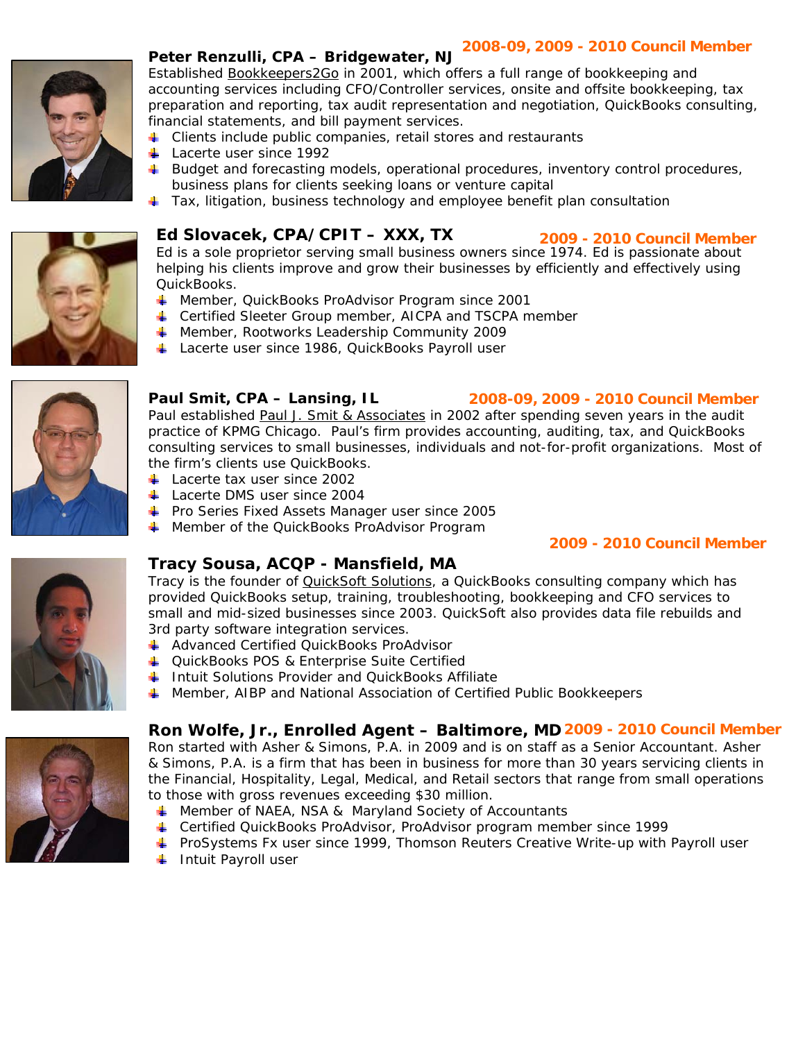**2008-09, 2009 - 2010 Council Member**

### Peter Renzulli, CPA – Bridgewater, NJ

Established Bookkeepers2Go in 2001, which offers a full range of bookkeeping and accounting services including CFO/Controller services, onsite and offsite bookkeeping, tax preparation and reporting, tax audit representation and negotiation, QuickBooks consulting, financial statements, and bill payment services.

- Clients include public companies, retail stores and restaurants
- Lacerte user since 1992
- Budget and forecasting models, operational procedures, inventory control procedures, business plans for clients seeking loans or venture capital
- Tax, litigation, business technology and employee benefit plan consultation

### Ed Slovacek, CPA/CPIT – XXX, TX

**2009 - 2010 Council Member**

Ed is a sole proprietor serving small business owners since 1974. Ed is passionate about helping his clients improve and grow their businesses by efficiently and effectively using QuickBooks.

- Member, QuickBooks ProAdvisor Program since 2001
- Certified Sleeter Group member, AICPA and TSCPA member
- Member, Rootworks Leadership Community 2009
- Lacerte user since 1986, QuickBooks Payroll user

### Paul Smit, CPA – Lansing, IL

**2008-09, 2009 - 2010 Council Member**

Paul established Paul J. Smit & Associates in 2002 after spending seven years in the audit practice of KPMG Chicago. Paul's firm provides accounting, auditing, tax, and QuickBooks consulting services to small businesses, individuals and not-for-profit organizations. Most of the firm's clients use QuickBooks.

- Lacerte tax user since 2002
- Lacerte DMS user since 2004
- Pro Series Fixed Assets Manager user since 2005
- Member of the QuickBooks ProAdvisor Program

**2009 - 2010 Council Member**

### Tracy Sousa, ACQP - Mansfield, MA

Tracy is the founder of QuickSoft Solutions, a QuickBooks consulting company which has provided QuickBooks setup, training, troubleshooting, bookkeeping and CFO services to small and mid-sized businesses since 2003. QuickSoft also provides data file rebuilds and 3rd party software integration services.

- Advanced Certified QuickBooks ProAdvisor
- QuickBooks POS & Enterprise Suite Certified
- Intuit Solutions Provider and QuickBooks Affiliate
- Member, AIBP and National Association of Certified Public Bookkeepers

### Ron Wolfe, Jr., Enrolled Agent – Baltimore, MD

**2009 - 2010 Council Member**

Ron started with Asher & Simons, P.A. in 2009 and is on staff as a Senior Accountant. Asher & Simons, P.A. is a firm that has been in business for more than 30 years servicing clients in the Financial, Hospitality, Legal, Medical, and Retail sectors that range from small operations to those with gross revenues exceeding $30 million.

- Member of NAEA, NSA & Maryland Society of Accountants
- Certified QuickBooks ProAdvisor, ProAdvisor program member since 1999
- ProSystems Fx user since 1999, Thomson Reuters Creative Write-up with Payroll user
- Intuit Payroll user